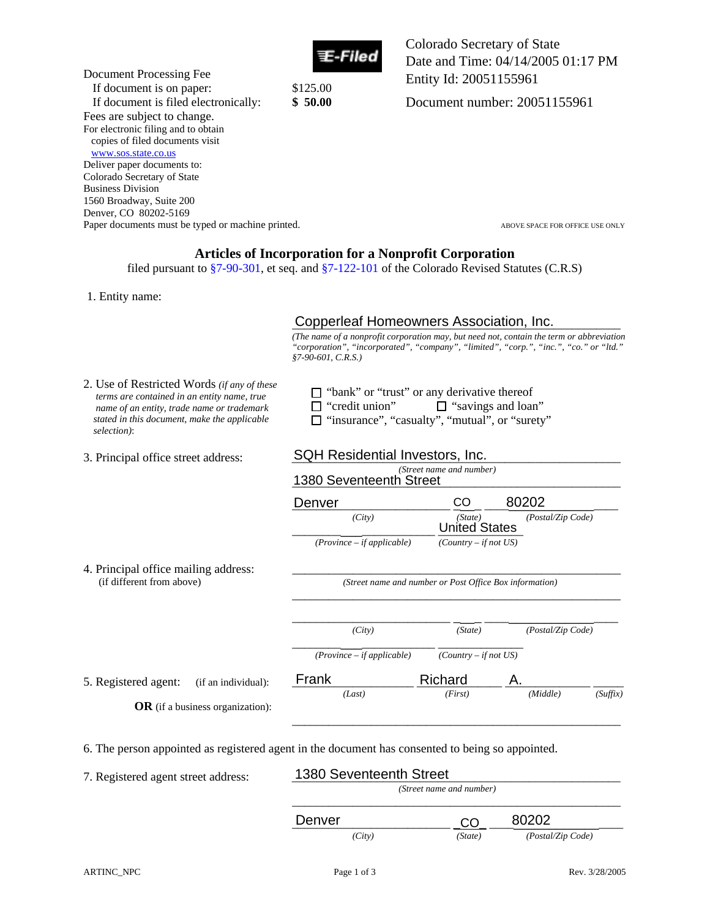Document Processing Fee
If document is on paper: $125.00
If document is filed electronically: **$ 50.00**
Fees are subject to change.
For electronic filing and to obtain copies of filed documents visit www.sos.state.co.us
Deliver paper documents to:
Colorado Secretary of State
Business Division
1560 Broadway, Suite 200
Denver, CO 80202-5169
Paper documents must be typed or machine printed.

E-Filed

Colorado Secretary of State
Date and Time: 04/14/2005 01:17 PM
Entity Id: 20051155961

Document number: 20051155961

ABOVE SPACE FOR OFFICE USE ONLY

# Articles of Incorporation for a Nonprofit Corporation

filed pursuant to §7-90-301, et seq. and §7-122-101 of the Colorado Revised Statutes (C.R.S)

1. Entity name: Copperleaf Homeowners Association, Inc.

   *(The name of a nonprofit corporation may, but need not, contain the term or abbreviation "corporation", "incorporated", "company", "limited", "corp.", "inc.", "co." or "ltd." §7-90-601, C.R.S.)*

2. Use of Restricted Words *(if any of these terms are contained in an entity name, true name of an entity, trade name or trademark stated in this document, make the applicable selection)*:

   - ☐ "bank" or "trust" or any derivative thereof
   - ☐ "credit union" ☐ "savings and loan"
   - ☐ "insurance", "casualty", "mutual", or "surety"

3. Principal office street address: SQH Residential Investors, Inc.
   1380 Seventeenth Street *(Street name and number)*
   Denver *(City)* CO *(State)* 80202 *(Postal/Zip Code)*
   *(Province – if applicable)* United States *(Country – if not US)*

4. Principal office mailing address: (if different from above)
   *(Street name and number or Post Office Box information)*
   *(City)* *(State)* *(Postal/Zip Code)*
   *(Province – if applicable)* *(Country – if not US)*

5. Registered agent: (if an individual): Frank *(Last)* Richard *(First)* A. *(Middle)* *(Suffix)*

   **OR** (if a business organization):

6. The person appointed as registered agent in the document has consented to being so appointed.

7. Registered agent street address: 1380 Seventeenth Street *(Street name and number)*
   Denver *(City)* CO *(State)* 80202 *(Postal/Zip Code)*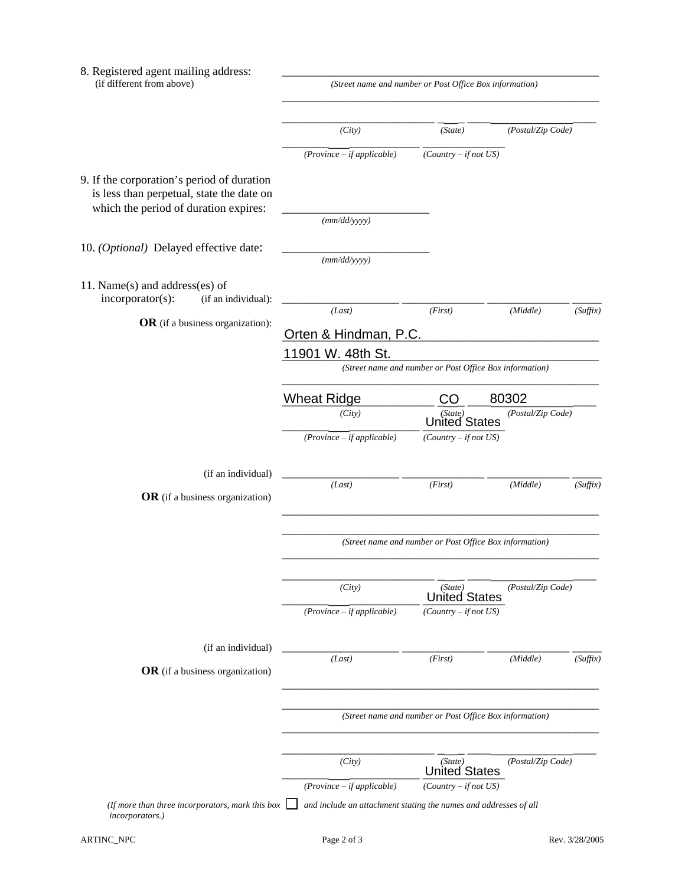8. Registered agent mailing address: (if different from above)

_______________________________________________
*(Street name and number or Post Office Box information)*

_______________________________________________

_______________________ ____ _______________
*(City)* *(State)* *(Postal/Zip Code)*

_______________________ _______________
*(Province – if applicable)* *(Country – if not US)*

9. If the corporation's period of duration is less than perpetual, state the date on which the period of duration expires:

_______________________
*(mm/dd/yyyy)*

10. *(Optional)* Delayed effective date:

_______________________
*(mm/dd/yyyy)*

11. Name(s) and address(es) of incorporator(s): (if an individual):

_______________ _______________ _______________ _____
*(Last)* *(First)* *(Middle)* *(Suffix)*

**OR** (if a business organization):

Orten & Hindman, P.C.

11901 W. 48th St.
*(Street name and number or Post Office Box information)*

_______________________________________________

Wheat Ridge CO 80302
*(City)* *(State)* *(Postal/Zip Code)*

_______________________ United States
*(Province – if applicable)* *(Country – if not US)*

(if an individual)

_______________ _______________ _______________ _____
*(Last)* *(First)* *(Middle)* *(Suffix)*

**OR** (if a business organization)

_______________________________________________

_______________________________________________
*(Street name and number or Post Office Box information)*

_______________________________________________

_______________________ ____ _______________
*(City)* *(State)* *(Postal/Zip Code)*

_______________________ United States
*(Province – if applicable)* *(Country – if not US)*

(if an individual)

_______________ _______________ _______________ _____
*(Last)* *(First)* *(Middle)* *(Suffix)*

**OR** (if a business organization)

_______________________________________________

_______________________________________________
*(Street name and number or Post Office Box information)*

_______________________________________________

_______________________ ____ _______________
*(City)* *(State)* *(Postal/Zip Code)*

_______________________ United States
*(Province – if applicable)* *(Country – if not US)*

*(If more than three incorporators, mark this box* ☐ *and include an attachment stating the names and addresses of all incorporators.)*

ARTINC_NPC Rev. 3/28/2005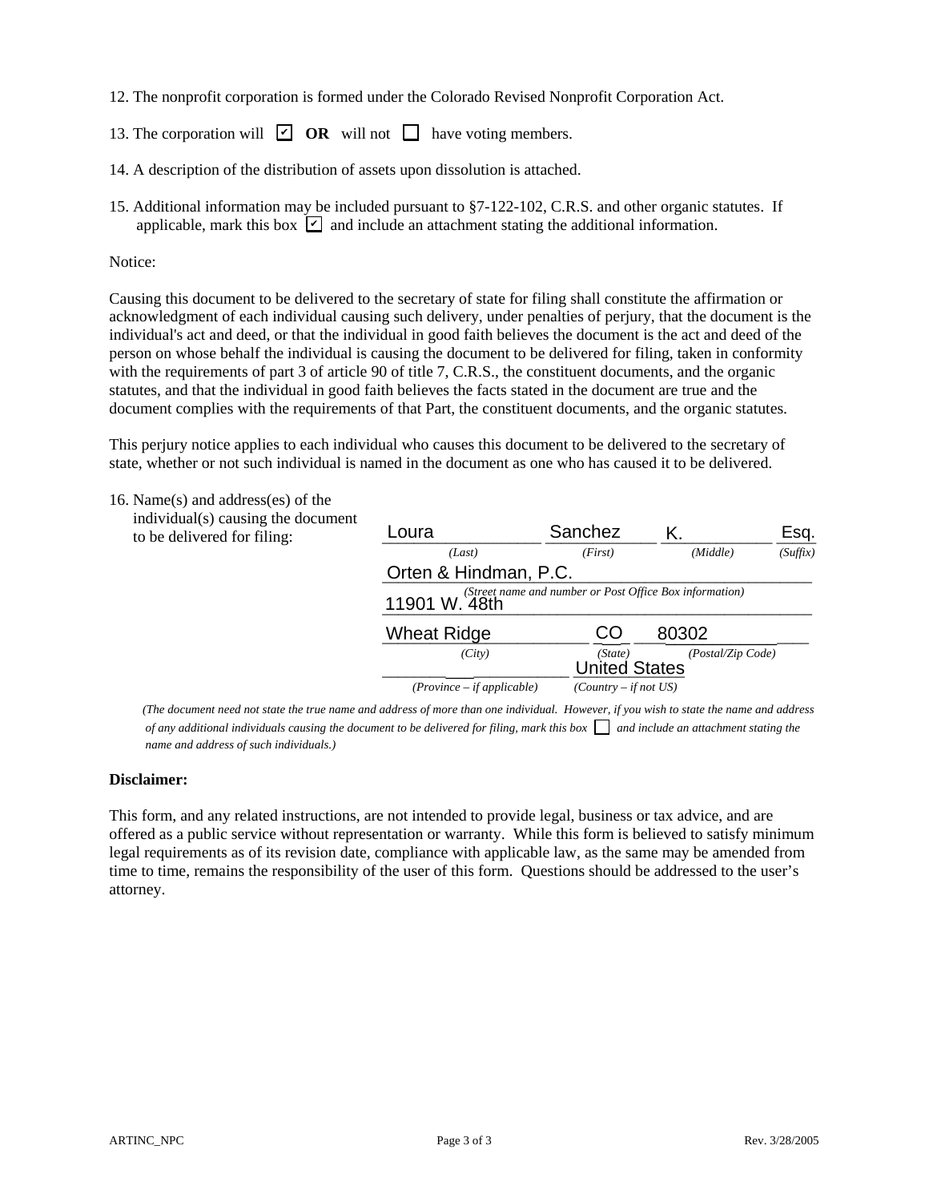12. The nonprofit corporation is formed under the Colorado Revised Nonprofit Corporation Act.

13. The corporation will ☑ **OR** will not ☐ have voting members.

14. A description of the distribution of assets upon dissolution is attached.

15. Additional information may be included pursuant to §7-122-102, C.R.S. and other organic statutes. If applicable, mark this box ☑ and include an attachment stating the additional information.

Notice:

Causing this document to be delivered to the secretary of state for filing shall constitute the affirmation or acknowledgment of each individual causing such delivery, under penalties of perjury, that the document is the individual's act and deed, or that the individual in good faith believes the document is the act and deed of the person on whose behalf the individual is causing the document to be delivered for filing, taken in conformity with the requirements of part 3 of article 90 of title 7, C.R.S., the constituent documents, and the organic statutes, and that the individual in good faith believes the facts stated in the document are true and the document complies with the requirements of that Part, the constituent documents, and the organic statutes.

This perjury notice applies to each individual who causes this document to be delivered to the secretary of state, whether or not such individual is named in the document as one who has caused it to be delivered.

16. Name(s) and address(es) of the individual(s) causing the document to be delivered for filing:

| Loura | Sanchez | K. | Esq. |
|---|---|---|---|
| *(Last)* | *(First)* | *(Middle)* | *(Suffix)* |

Orten & Hindman, P.C.
11901 W. 48th
*(Street name and number or Post Office Box information)*

| Wheat Ridge | CO | 80302 |
|---|---|---|
| *(City)* | *(State)* | *(Postal/Zip Code)* |

| | United States |
|---|---|
| *(Province – if applicable)* | *(Country – if not US)* |

*(The document need not state the true name and address of more than one individual. However, if you wish to state the name and address of any additional individuals causing the document to be delivered for filing, mark this box ☐ and include an attachment stating the name and address of such individuals.)*

**Disclaimer:**

This form, and any related instructions, are not intended to provide legal, business or tax advice, and are offered as a public service without representation or warranty. While this form is believed to satisfy minimum legal requirements as of its revision date, compliance with applicable law, as the same may be amended from time to time, remains the responsibility of the user of this form. Questions should be addressed to the user's attorney.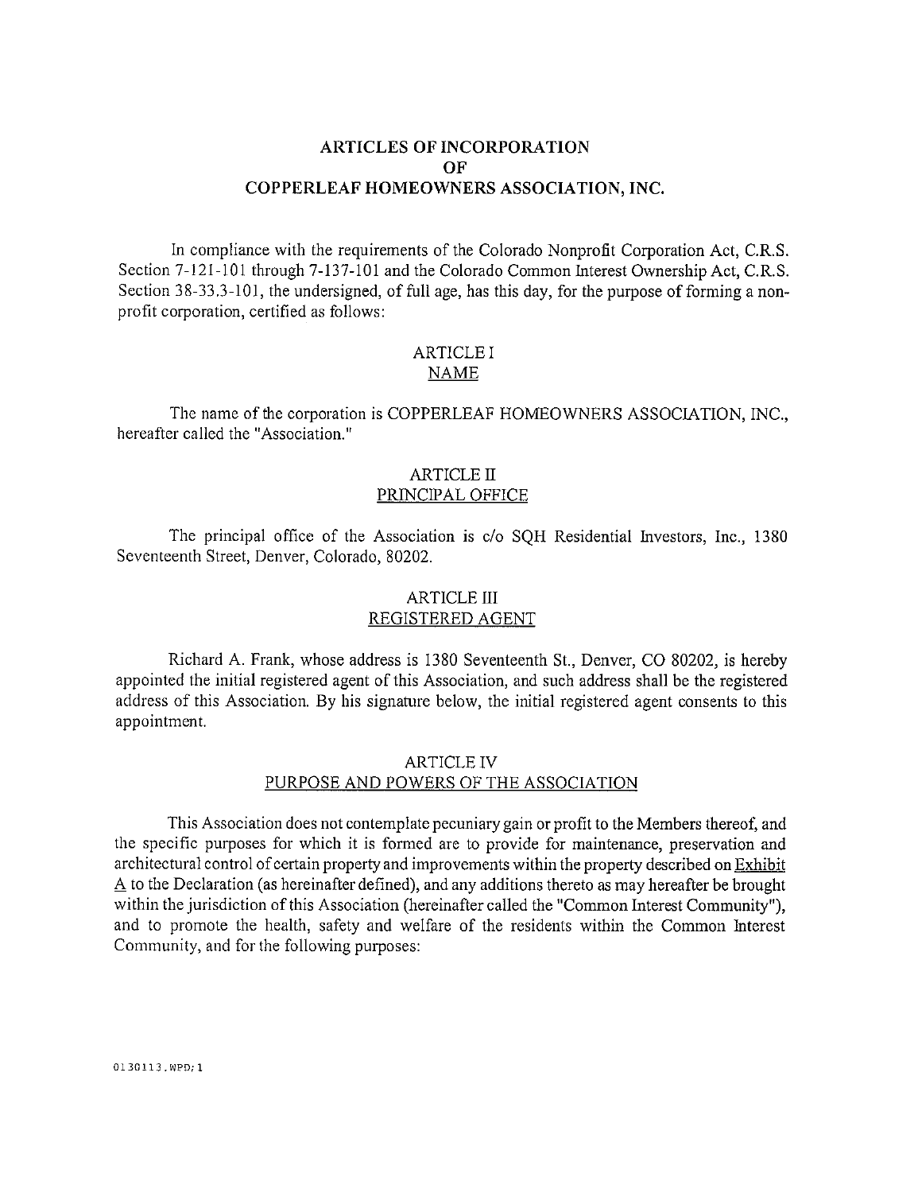# ARTICLES OF INCORPORATION OF COPPERLEAF HOMEOWNERS ASSOCIATION, INC.

In compliance with the requirements of the Colorado Nonprofit Corporation Act, C.R.S. Section 7-121-101 through 7-137-101 and the Colorado Common Interest Ownership Act, C.R.S. Section 38-33.3-101, the undersigned, of full age, has this day, for the purpose of forming a non-profit corporation, certified as follows:

## ARTICLE I
## NAME

The name of the corporation is COPPERLEAF HOMEOWNERS ASSOCIATION, INC., hereafter called the "Association."

## ARTICLE II
## PRINCIPAL OFFICE

The principal office of the Association is c/o SQH Residential Investors, Inc., 1380 Seventeenth Street, Denver, Colorado, 80202.

## ARTICLE III
## REGISTERED AGENT

Richard A. Frank, whose address is 1380 Seventeenth St., Denver, CO 80202, is hereby appointed the initial registered agent of this Association, and such address shall be the registered address of this Association. By his signature below, the initial registered agent consents to this appointment.

## ARTICLE IV
## PURPOSE AND POWERS OF THE ASSOCIATION

This Association does not contemplate pecuniary gain or profit to the Members thereof, and the specific purposes for which it is formed are to provide for maintenance, preservation and architectural control of certain property and improvements within the property described on Exhibit A to the Declaration (as hereinafter defined), and any additions thereto as may hereafter be brought within the jurisdiction of this Association (hereinafter called the "Common Interest Community"), and to promote the health, safety and welfare of the residents within the Common Interest Community, and for the following purposes:

0130113.WPD;1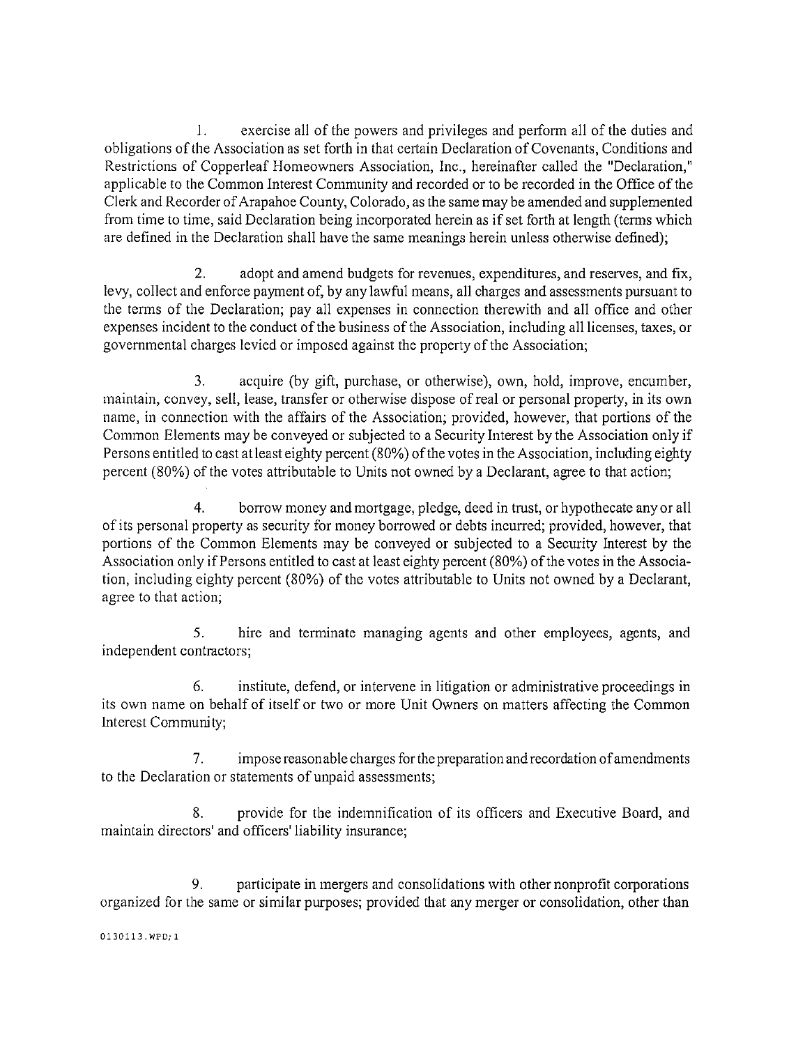1. exercise all of the powers and privileges and perform all of the duties and obligations of the Association as set forth in that certain Declaration of Covenants, Conditions and Restrictions of Copperleaf Homeowners Association, Inc., hereinafter called the "Declaration," applicable to the Common Interest Community and recorded or to be recorded in the Office of the Clerk and Recorder of Arapahoe County, Colorado, as the same may be amended and supplemented from time to time, said Declaration being incorporated herein as if set forth at length (terms which are defined in the Declaration shall have the same meanings herein unless otherwise defined);

2. adopt and amend budgets for revenues, expenditures, and reserves, and fix, levy, collect and enforce payment of, by any lawful means, all charges and assessments pursuant to the terms of the Declaration; pay all expenses in connection therewith and all office and other expenses incident to the conduct of the business of the Association, including all licenses, taxes, or governmental charges levied or imposed against the property of the Association;

3. acquire (by gift, purchase, or otherwise), own, hold, improve, encumber, maintain, convey, sell, lease, transfer or otherwise dispose of real or personal property, in its own name, in connection with the affairs of the Association; provided, however, that portions of the Common Elements may be conveyed or subjected to a Security Interest by the Association only if Persons entitled to cast at least eighty percent (80%) of the votes in the Association, including eighty percent (80%) of the votes attributable to Units not owned by a Declarant, agree to that action;

4. borrow money and mortgage, pledge, deed in trust, or hypothecate any or all of its personal property as security for money borrowed or debts incurred; provided, however, that portions of the Common Elements may be conveyed or subjected to a Security Interest by the Association only if Persons entitled to cast at least eighty percent (80%) of the votes in the Association, including eighty percent (80%) of the votes attributable to Units not owned by a Declarant, agree to that action;

5. hire and terminate managing agents and other employees, agents, and independent contractors;

6. institute, defend, or intervene in litigation or administrative proceedings in its own name on behalf of itself or two or more Unit Owners on matters affecting the Common Interest Community;

7. impose reasonable charges for the preparation and recordation of amendments to the Declaration or statements of unpaid assessments;

8. provide for the indemnification of its officers and Executive Board, and maintain directors' and officers' liability insurance;

9. participate in mergers and consolidations with other nonprofit corporations organized for the same or similar purposes; provided that any merger or consolidation, other than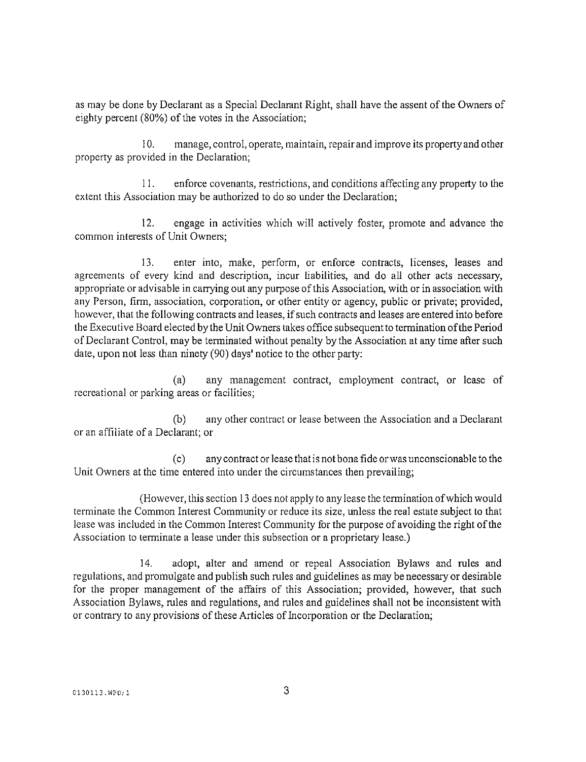as may be done by Declarant as a Special Declarant Right, shall have the assent of the Owners of eighty percent (80%) of the votes in the Association;

10. manage, control, operate, maintain, repair and improve its property and other property as provided in the Declaration;

11. enforce covenants, restrictions, and conditions affecting any property to the extent this Association may be authorized to do so under the Declaration;

12. engage in activities which will actively foster, promote and advance the common interests of Unit Owners;

13. enter into, make, perform, or enforce contracts, licenses, leases and agreements of every kind and description, incur liabilities, and do all other acts necessary, appropriate or advisable in carrying out any purpose of this Association, with or in association with any Person, firm, association, corporation, or other entity or agency, public or private; provided, however, that the following contracts and leases, if such contracts and leases are entered into before the Executive Board elected by the Unit Owners takes office subsequent to termination of the Period of Declarant Control, may be terminated without penalty by the Association at any time after such date, upon not less than ninety (90) days' notice to the other party:

(a) any management contract, employment contract, or lease of recreational or parking areas or facilities;

(b) any other contract or lease between the Association and a Declarant or an affiliate of a Declarant; or

(c) any contract or lease that is not bona fide or was unconscionable to the Unit Owners at the time entered into under the circumstances then prevailing;

(However, this section 13 does not apply to any lease the termination of which would terminate the Common Interest Community or reduce its size, unless the real estate subject to that lease was included in the Common Interest Community for the purpose of avoiding the right of the Association to terminate a lease under this subsection or a proprietary lease.)

14. adopt, alter and amend or repeal Association Bylaws and rules and regulations, and promulgate and publish such rules and guidelines as may be necessary or desirable for the proper management of the affairs of this Association; provided, however, that such Association Bylaws, rules and regulations, and rules and guidelines shall not be inconsistent with or contrary to any provisions of these Articles of Incorporation or the Declaration;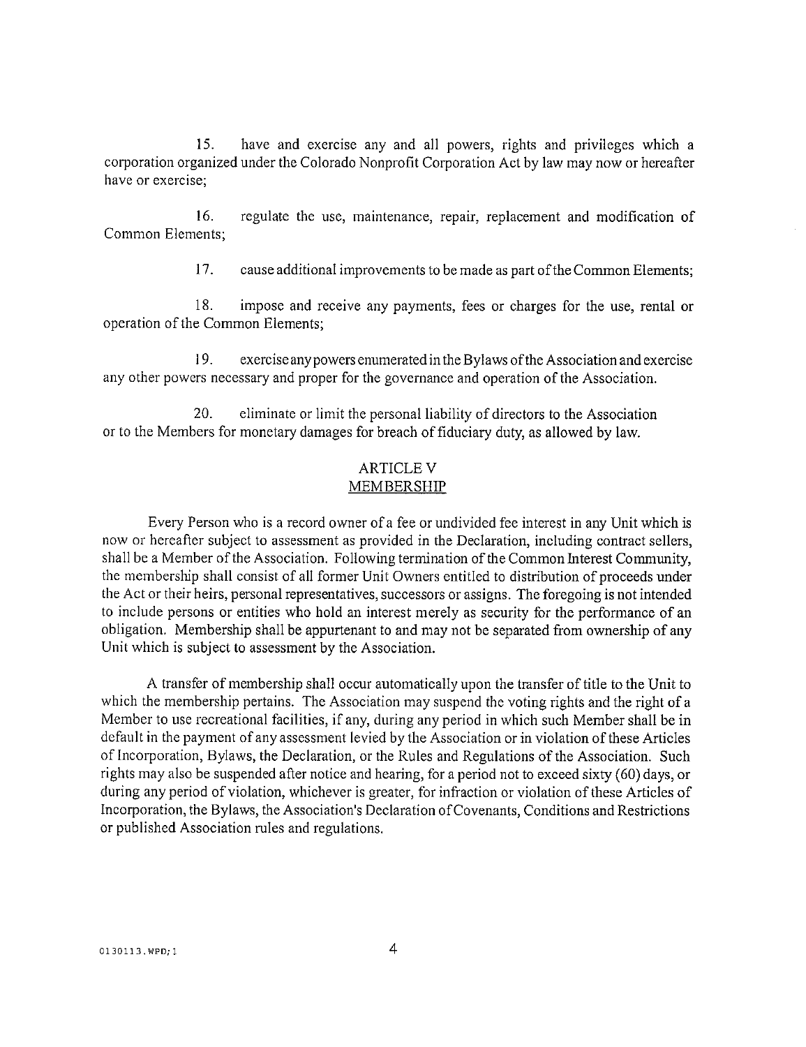15. have and exercise any and all powers, rights and privileges which a corporation organized under the Colorado Nonprofit Corporation Act by law may now or hereafter have or exercise;

16. regulate the use, maintenance, repair, replacement and modification of Common Elements;

17. cause additional improvements to be made as part of the Common Elements;

18. impose and receive any payments, fees or charges for the use, rental or operation of the Common Elements;

19. exercise any powers enumerated in the Bylaws of the Association and exercise any other powers necessary and proper for the governance and operation of the Association.

20. eliminate or limit the personal liability of directors to the Association or to the Members for monetary damages for breach of fiduciary duty, as allowed by law.

## ARTICLE V
## MEMBERSHIP

Every Person who is a record owner of a fee or undivided fee interest in any Unit which is now or hereafter subject to assessment as provided in the Declaration, including contract sellers, shall be a Member of the Association. Following termination of the Common Interest Community, the membership shall consist of all former Unit Owners entitled to distribution of proceeds under the Act or their heirs, personal representatives, successors or assigns. The foregoing is not intended to include persons or entities who hold an interest merely as security for the performance of an obligation. Membership shall be appurtenant to and may not be separated from ownership of any Unit which is subject to assessment by the Association.

A transfer of membership shall occur automatically upon the transfer of title to the Unit to which the membership pertains. The Association may suspend the voting rights and the right of a Member to use recreational facilities, if any, during any period in which such Member shall be in default in the payment of any assessment levied by the Association or in violation of these Articles of Incorporation, Bylaws, the Declaration, or the Rules and Regulations of the Association. Such rights may also be suspended after notice and hearing, for a period not to exceed sixty (60) days, or during any period of violation, whichever is greater, for infraction or violation of these Articles of Incorporation, the Bylaws, the Association's Declaration of Covenants, Conditions and Restrictions or published Association rules and regulations.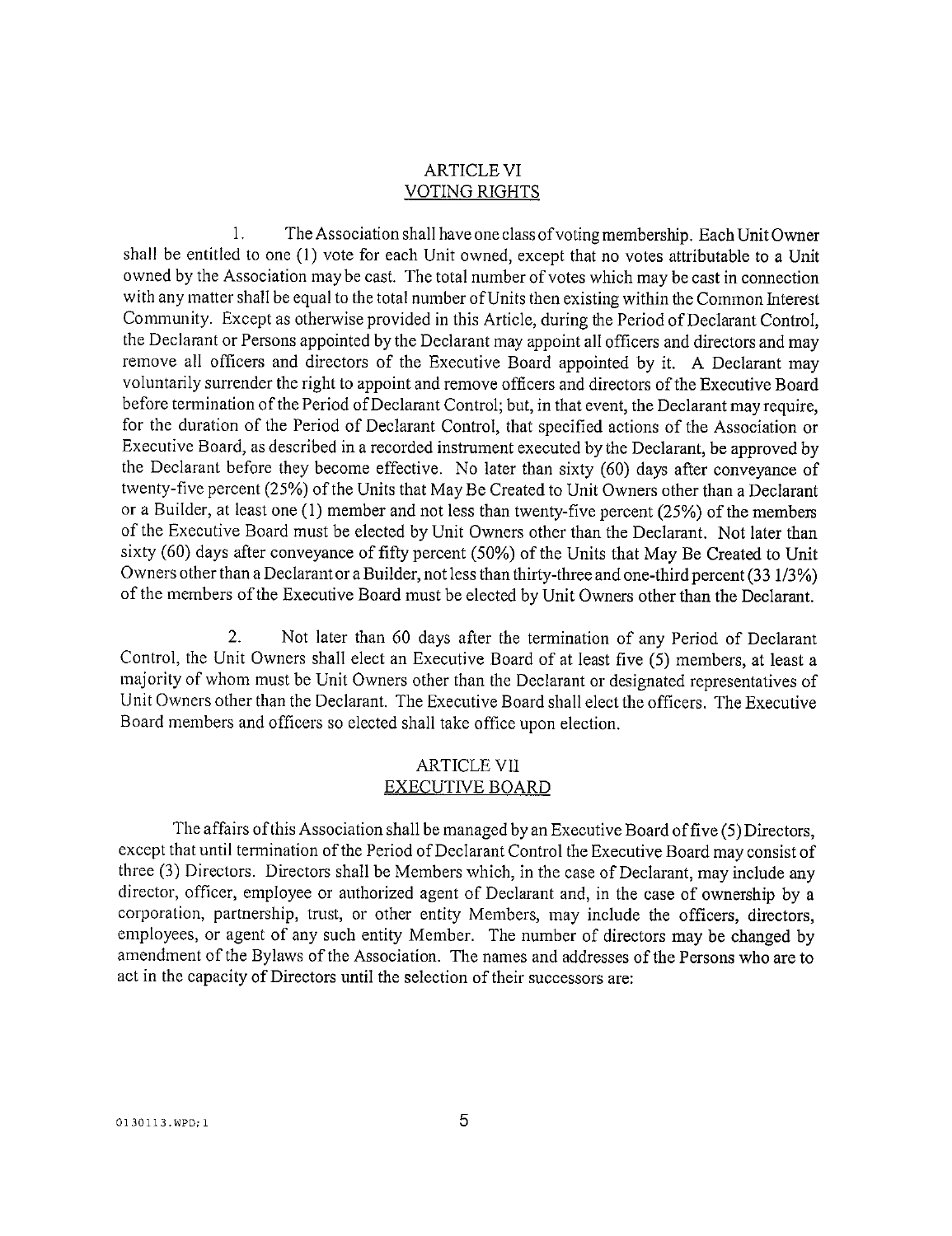## ARTICLE VI
## VOTING RIGHTS

1. The Association shall have one class of voting membership. Each Unit Owner shall be entitled to one (1) vote for each Unit owned, except that no votes attributable to a Unit owned by the Association may be cast. The total number of votes which may be cast in connection with any matter shall be equal to the total number of Units then existing within the Common Interest Community. Except as otherwise provided in this Article, during the Period of Declarant Control, the Declarant or Persons appointed by the Declarant may appoint all officers and directors and may remove all officers and directors of the Executive Board appointed by it. A Declarant may voluntarily surrender the right to appoint and remove officers and directors of the Executive Board before termination of the Period of Declarant Control; but, in that event, the Declarant may require, for the duration of the Period of Declarant Control, that specified actions of the Association or Executive Board, as described in a recorded instrument executed by the Declarant, be approved by the Declarant before they become effective. No later than sixty (60) days after conveyance of twenty-five percent (25%) of the Units that May Be Created to Unit Owners other than a Declarant or a Builder, at least one (1) member and not less than twenty-five percent (25%) of the members of the Executive Board must be elected by Unit Owners other than the Declarant. Not later than sixty (60) days after conveyance of fifty percent (50%) of the Units that May Be Created to Unit Owners other than a Declarant or a Builder, not less than thirty-three and one-third percent (33 1/3%) of the members of the Executive Board must be elected by Unit Owners other than the Declarant.

2. Not later than 60 days after the termination of any Period of Declarant Control, the Unit Owners shall elect an Executive Board of at least five (5) members, at least a majority of whom must be Unit Owners other than the Declarant or designated representatives of Unit Owners other than the Declarant. The Executive Board shall elect the officers. The Executive Board members and officers so elected shall take office upon election.

## ARTICLE VII
## EXECUTIVE BOARD

The affairs of this Association shall be managed by an Executive Board of five (5) Directors, except that until termination of the Period of Declarant Control the Executive Board may consist of three (3) Directors. Directors shall be Members which, in the case of Declarant, may include any director, officer, employee or authorized agent of Declarant and, in the case of ownership by a corporation, partnership, trust, or other entity Members, may include the officers, directors, employees, or agent of any such entity Member. The number of directors may be changed by amendment of the Bylaws of the Association. The names and addresses of the Persons who are to act in the capacity of Directors until the selection of their successors are: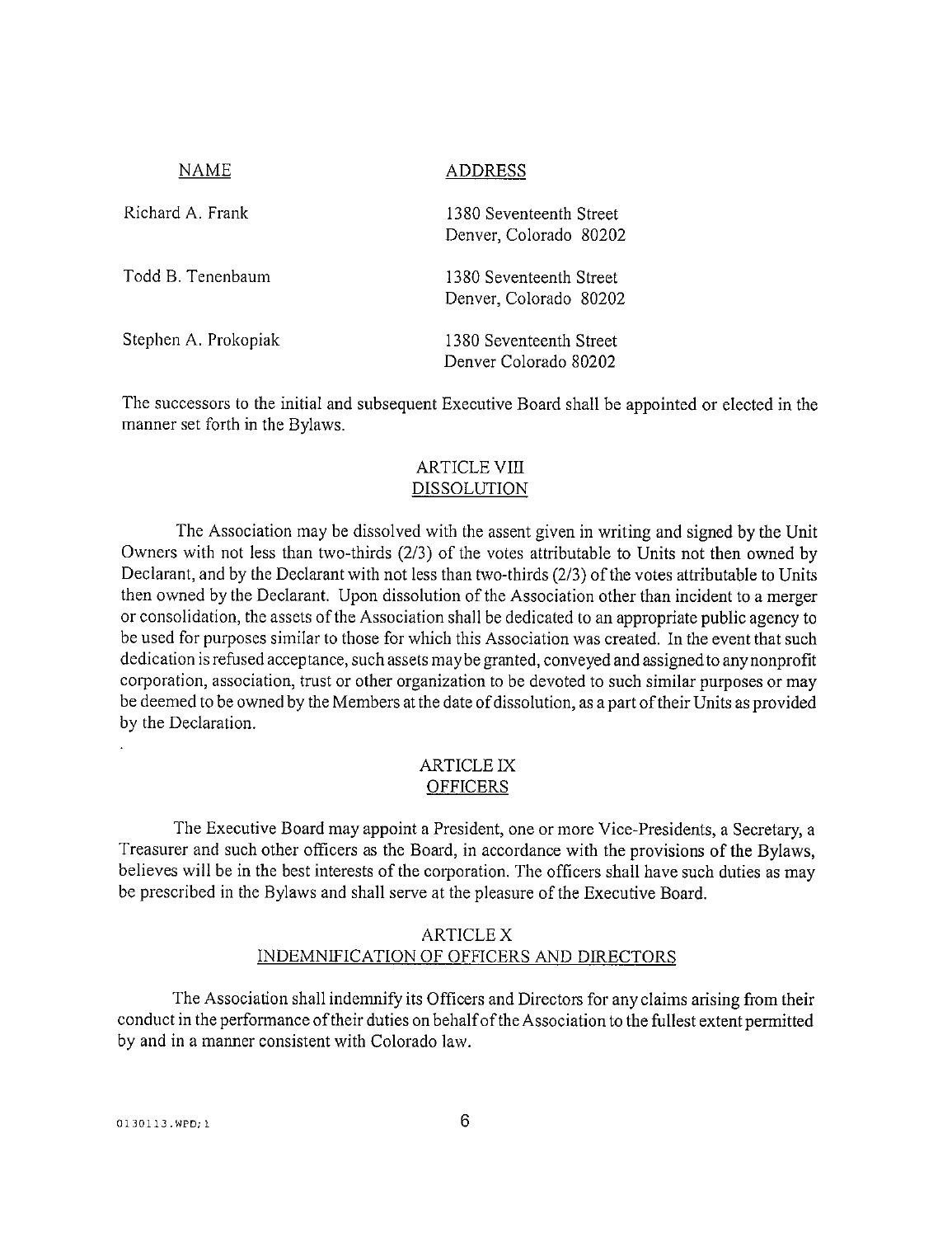| NAME | ADDRESS |
| --- | --- |
| Richard A. Frank | 1380 Seventeenth Street<br>Denver, Colorado 80202 |
| Todd B. Tenenbaum | 1380 Seventeenth Street<br>Denver, Colorado 80202 |
| Stephen A. Prokopiak | 1380 Seventeenth Street<br>Denver Colorado 80202 |

The successors to the initial and subsequent Executive Board shall be appointed or elected in the manner set forth in the Bylaws.

## ARTICLE VIII
## DISSOLUTION

The Association may be dissolved with the assent given in writing and signed by the Unit Owners with not less than two-thirds (2/3) of the votes attributable to Units not then owned by Declarant, and by the Declarant with not less than two-thirds (2/3) of the votes attributable to Units then owned by the Declarant. Upon dissolution of the Association other than incident to a merger or consolidation, the assets of the Association shall be dedicated to an appropriate public agency to be used for purposes similar to those for which this Association was created. In the event that such dedication is refused acceptance, such assets may be granted, conveyed and assigned to any nonprofit corporation, association, trust or other organization to be devoted to such similar purposes or may be deemed to be owned by the Members at the date of dissolution, as a part of their Units as provided by the Declaration.

## ARTICLE IX
## OFFICERS

The Executive Board may appoint a President, one or more Vice-Presidents, a Secretary, a Treasurer and such other officers as the Board, in accordance with the provisions of the Bylaws, believes will be in the best interests of the corporation. The officers shall have such duties as may be prescribed in the Bylaws and shall serve at the pleasure of the Executive Board.

## ARTICLE X
## INDEMNIFICATION OF OFFICERS AND DIRECTORS

The Association shall indemnify its Officers and Directors for any claims arising from their conduct in the performance of their duties on behalf of the Association to the fullest extent permitted by and in a manner consistent with Colorado law.

0130113.WPD;1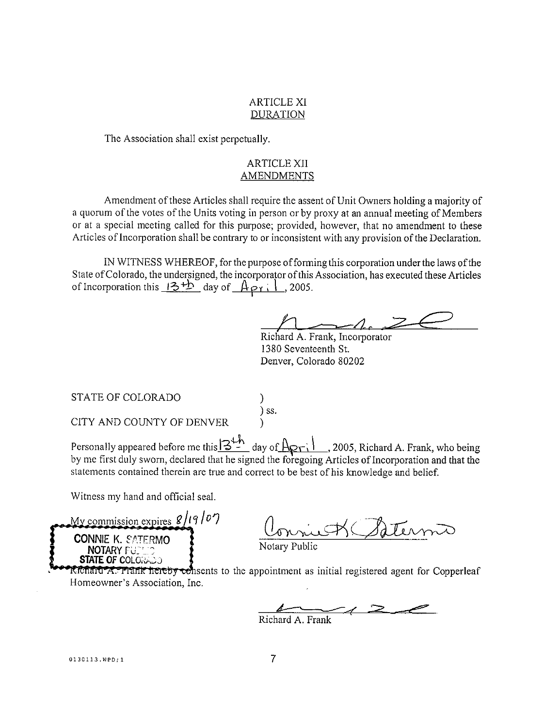## ARTICLE XI
## DURATION

The Association shall exist perpetually.

## ARTICLE XII
## AMENDMENTS

Amendment of these Articles shall require the assent of Unit Owners holding a majority of a quorum of the votes of the Units voting in person or by proxy at an annual meeting of Members or at a special meeting called for this purpose; provided, however, that no amendment to these Articles of Incorporation shall be contrary to or inconsistent with any provision of the Declaration.

IN WITNESS WHEREOF, for the purpose of forming this corporation under the laws of the State of Colorado, the undersigned, the incorporator of this Association, has executed these Articles of Incorporation this 13th day of April, 2005.

Richard A. Frank, Incorporator
1380 Seventeenth St.
Denver, Colorado 80202

STATE OF COLORADO )
) ss.
CITY AND COUNTY OF DENVER )

Personally appeared before me this 13th day of April, 2005, Richard A. Frank, who being by me first duly sworn, declared that he signed the foregoing Articles of Incorporation and that the statements contained therein are true and correct to be best of his knowledge and belief.

Witness my hand and official seal.

My commission expires 8/19/07

CONNIE K. SATERMO
NOTARY PUBLIC
STATE OF COLORADO

Notary Public

Richard A. Frank hereby consents to the appointment as initial registered agent for Copperleaf Homeowner's Association, Inc.

Richard A. Frank

0130113.WPD;1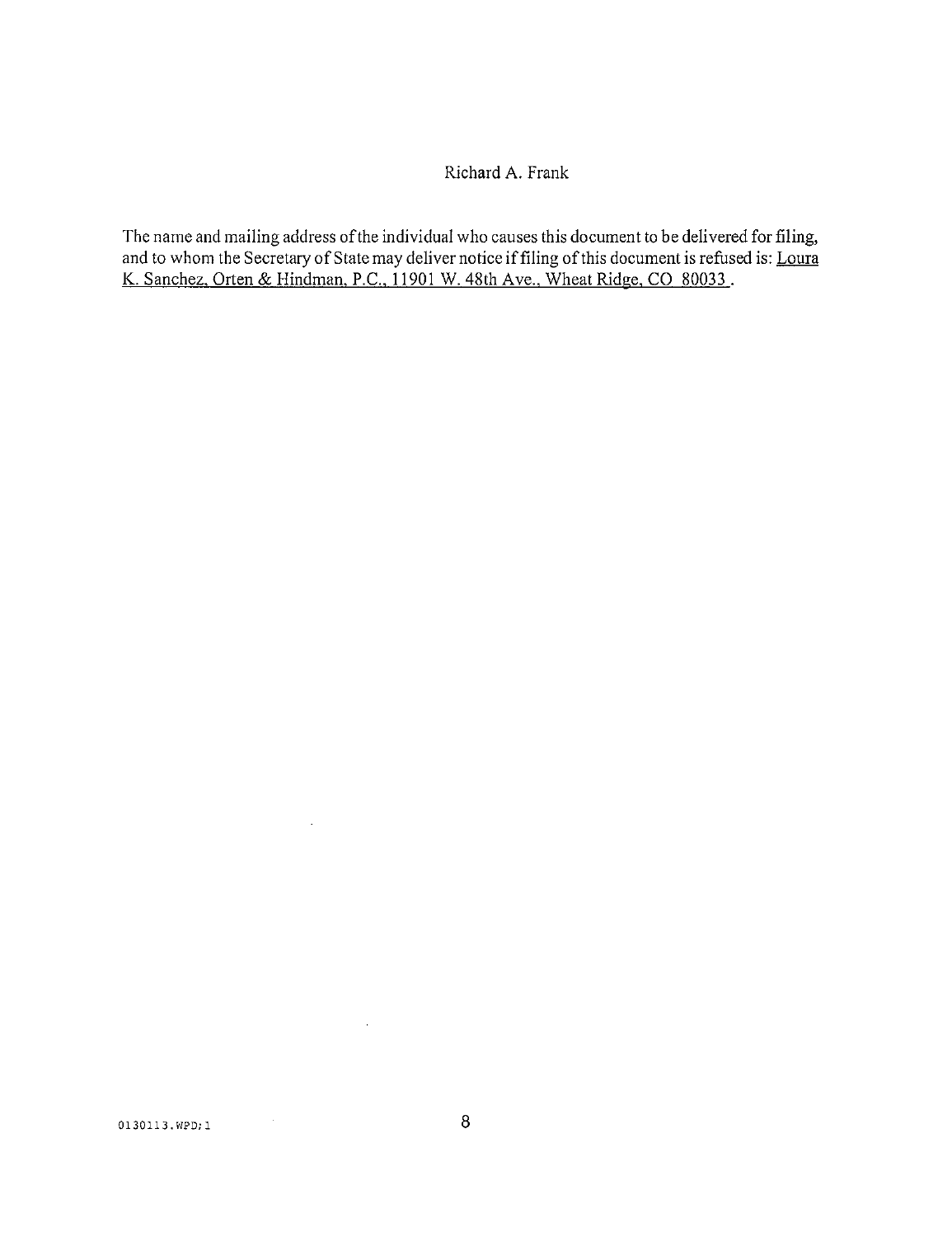Richard A. Frank

The name and mailing address of the individual who causes this document to be delivered for filing, and to whom the Secretary of State may deliver notice if filing of this document is refused is: Loura K. Sanchez, Orten & Hindman, P.C., 11901 W. 48th Ave., Wheat Ridge, CO 80033 .

0130113.WPD;1